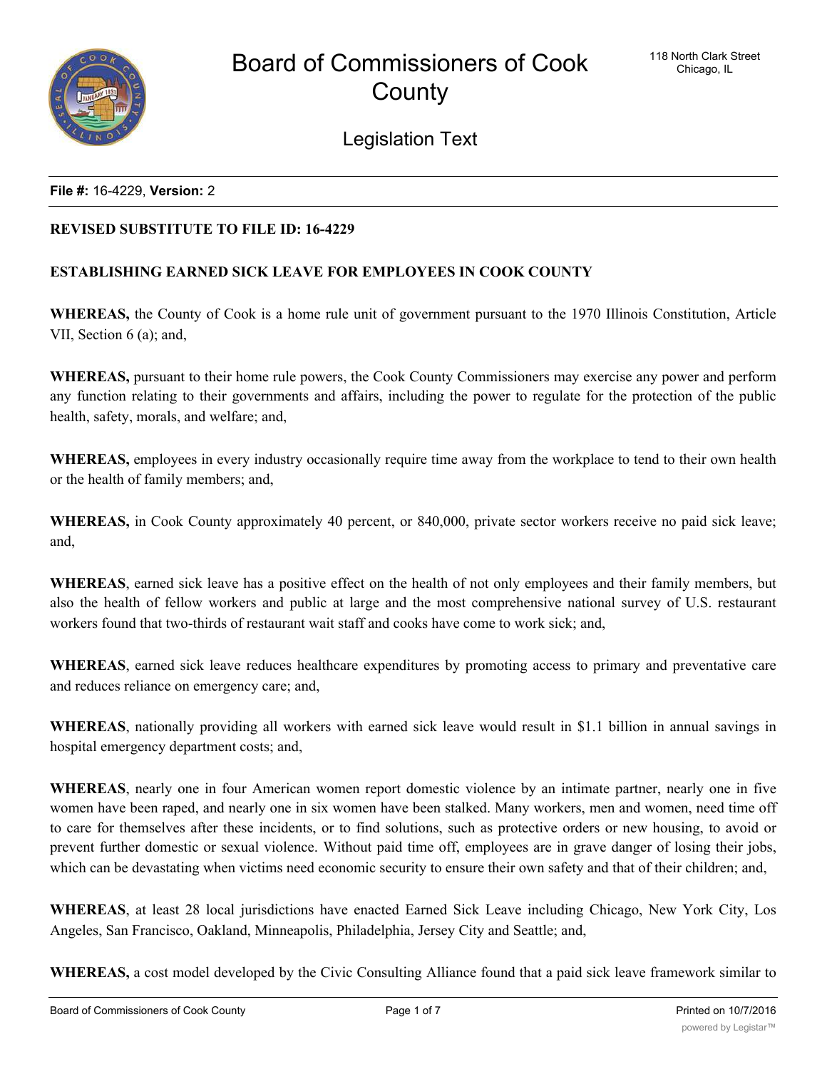# Board of Commissioners of Cook County

118 North Clark Street
Chicago, IL

## Legislation Text

**File #:** 16-4229, **Version:** 2

**REVISED SUBSTITUTE TO FILE ID: 16-4229**

**ESTABLISHING EARNED SICK LEAVE FOR EMPLOYEES IN COOK COUNTY**

**WHEREAS,** the County of Cook is a home rule unit of government pursuant to the 1970 Illinois Constitution, Article VII, Section 6 (a); and,

**WHEREAS,** pursuant to their home rule powers, the Cook County Commissioners may exercise any power and perform any function relating to their governments and affairs, including the power to regulate for the protection of the public health, safety, morals, and welfare; and,

**WHEREAS,** employees in every industry occasionally require time away from the workplace to tend to their own health or the health of family members; and,

**WHEREAS,** in Cook County approximately 40 percent, or 840,000, private sector workers receive no paid sick leave; and,

**WHEREAS**, earned sick leave has a positive effect on the health of not only employees and their family members, but also the health of fellow workers and public at large and the most comprehensive national survey of U.S. restaurant workers found that two-thirds of restaurant wait staff and cooks have come to work sick; and,

**WHEREAS**, earned sick leave reduces healthcare expenditures by promoting access to primary and preventative care and reduces reliance on emergency care; and,

**WHEREAS**, nationally providing all workers with earned sick leave would result in $1.1 billion in annual savings in hospital emergency department costs; and,

**WHEREAS**, nearly one in four American women report domestic violence by an intimate partner, nearly one in five women have been raped, and nearly one in six women have been stalked. Many workers, men and women, need time off to care for themselves after these incidents, or to find solutions, such as protective orders or new housing, to avoid or prevent further domestic or sexual violence. Without paid time off, employees are in grave danger of losing their jobs, which can be devastating when victims need economic security to ensure their own safety and that of their children; and,

**WHEREAS**, at least 28 local jurisdictions have enacted Earned Sick Leave including Chicago, New York City, Los Angeles, San Francisco, Oakland, Minneapolis, Philadelphia, Jersey City and Seattle; and,

**WHEREAS,** a cost model developed by the Civic Consulting Alliance found that a paid sick leave framework similar to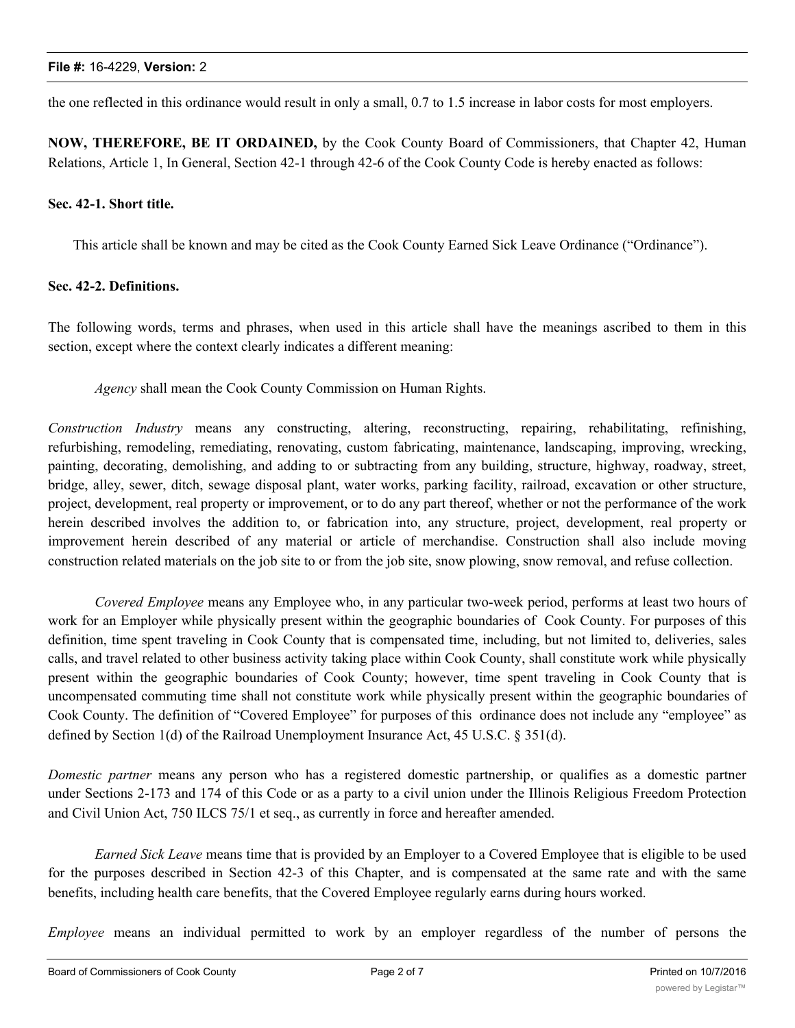the one reflected in this ordinance would result in only a small, 0.7 to 1.5 increase in labor costs for most employers.

**NOW, THEREFORE, BE IT ORDAINED,** by the Cook County Board of Commissioners, that Chapter 42, Human Relations, Article 1, In General, Section 42-1 through 42-6 of the Cook County Code is hereby enacted as follows:

**Sec. 42-1. Short title.**

This article shall be known and may be cited as the Cook County Earned Sick Leave Ordinance ("Ordinance").

**Sec. 42-2. Definitions.**

The following words, terms and phrases, when used in this article shall have the meanings ascribed to them in this section, except where the context clearly indicates a different meaning:

*Agency* shall mean the Cook County Commission on Human Rights.

*Construction Industry* means any constructing, altering, reconstructing, repairing, rehabilitating, refinishing, refurbishing, remodeling, remediating, renovating, custom fabricating, maintenance, landscaping, improving, wrecking, painting, decorating, demolishing, and adding to or subtracting from any building, structure, highway, roadway, street, bridge, alley, sewer, ditch, sewage disposal plant, water works, parking facility, railroad, excavation or other structure, project, development, real property or improvement, or to do any part thereof, whether or not the performance of the work herein described involves the addition to, or fabrication into, any structure, project, development, real property or improvement herein described of any material or article of merchandise. Construction shall also include moving construction related materials on the job site to or from the job site, snow plowing, snow removal, and refuse collection.

*Covered Employee* means any Employee who, in any particular two-week period, performs at least two hours of work for an Employer while physically present within the geographic boundaries of Cook County. For purposes of this definition, time spent traveling in Cook County that is compensated time, including, but not limited to, deliveries, sales calls, and travel related to other business activity taking place within Cook County, shall constitute work while physically present within the geographic boundaries of Cook County; however, time spent traveling in Cook County that is uncompensated commuting time shall not constitute work while physically present within the geographic boundaries of Cook County. The definition of "Covered Employee" for purposes of this ordinance does not include any "employee" as defined by Section 1(d) of the Railroad Unemployment Insurance Act, 45 U.S.C. § 351(d).

*Domestic partner* means any person who has a registered domestic partnership, or qualifies as a domestic partner under Sections 2-173 and 174 of this Code or as a party to a civil union under the Illinois Religious Freedom Protection and Civil Union Act, 750 ILCS 75/1 et seq., as currently in force and hereafter amended.

*Earned Sick Leave* means time that is provided by an Employer to a Covered Employee that is eligible to be used for the purposes described in Section 42-3 of this Chapter, and is compensated at the same rate and with the same benefits, including health care benefits, that the Covered Employee regularly earns during hours worked.

*Employee* means an individual permitted to work by an employer regardless of the number of persons the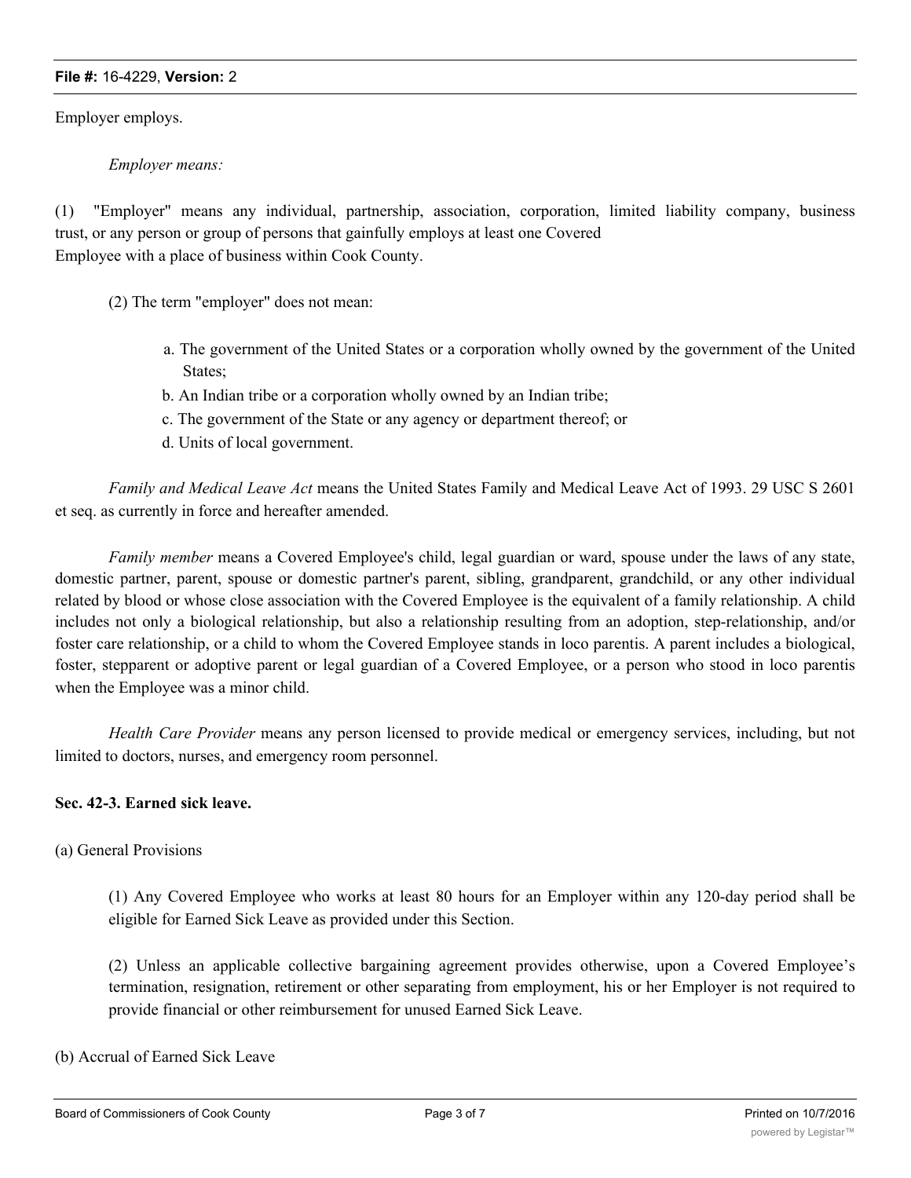Employer employs.

*Employer means:*

(1) "Employer" means any individual, partnership, association, corporation, limited liability company, business trust, or any person or group of persons that gainfully employs at least one Covered Employee with a place of business within Cook County.

(2) The term "employer" does not mean:

a. The government of the United States or a corporation wholly owned by the government of the United States;
b. An Indian tribe or a corporation wholly owned by an Indian tribe;
c. The government of the State or any agency or department thereof; or
d. Units of local government.

*Family and Medical Leave Act* means the United States Family and Medical Leave Act of 1993. 29 USC S 2601 et seq. as currently in force and hereafter amended.

*Family member* means a Covered Employee's child, legal guardian or ward, spouse under the laws of any state, domestic partner, parent, spouse or domestic partner's parent, sibling, grandparent, grandchild, or any other individual related by blood or whose close association with the Covered Employee is the equivalent of a family relationship. A child includes not only a biological relationship, but also a relationship resulting from an adoption, step-relationship, and/or foster care relationship, or a child to whom the Covered Employee stands in loco parentis. A parent includes a biological, foster, stepparent or adoptive parent or legal guardian of a Covered Employee, or a person who stood in loco parentis when the Employee was a minor child.

*Health Care Provider* means any person licensed to provide medical or emergency services, including, but not limited to doctors, nurses, and emergency room personnel.

**Sec. 42-3. Earned sick leave.**

(a) General Provisions

(1) Any Covered Employee who works at least 80 hours for an Employer within any 120-day period shall be eligible for Earned Sick Leave as provided under this Section.

(2) Unless an applicable collective bargaining agreement provides otherwise, upon a Covered Employee's termination, resignation, retirement or other separating from employment, his or her Employer is not required to provide financial or other reimbursement for unused Earned Sick Leave.

(b) Accrual of Earned Sick Leave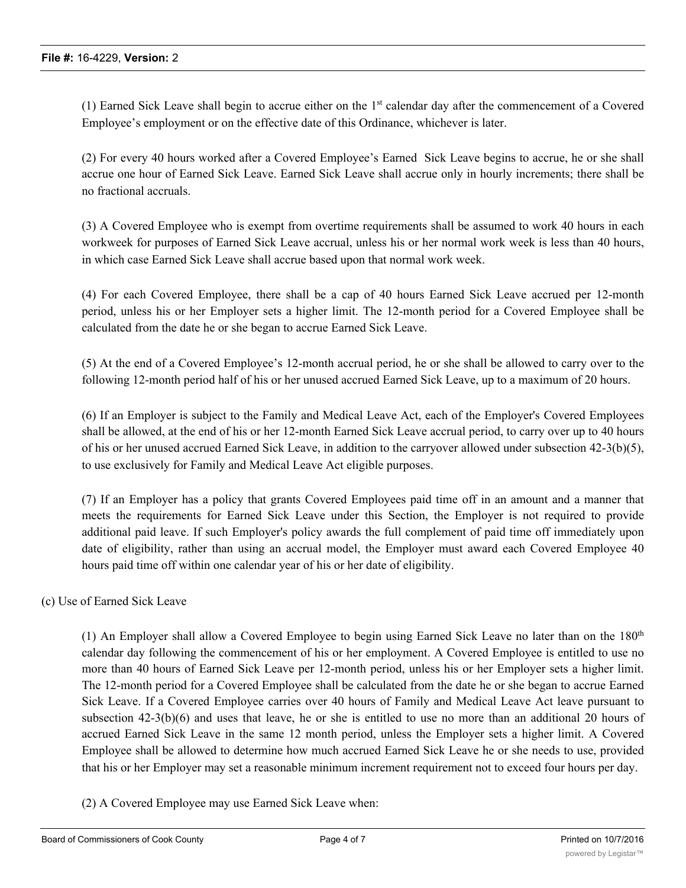(1) Earned Sick Leave shall begin to accrue either on the 1st calendar day after the commencement of a Covered Employee's employment or on the effective date of this Ordinance, whichever is later.

(2) For every 40 hours worked after a Covered Employee's Earned Sick Leave begins to accrue, he or she shall accrue one hour of Earned Sick Leave. Earned Sick Leave shall accrue only in hourly increments; there shall be no fractional accruals.

(3) A Covered Employee who is exempt from overtime requirements shall be assumed to work 40 hours in each workweek for purposes of Earned Sick Leave accrual, unless his or her normal work week is less than 40 hours, in which case Earned Sick Leave shall accrue based upon that normal work week.

(4) For each Covered Employee, there shall be a cap of 40 hours Earned Sick Leave accrued per 12-month period, unless his or her Employer sets a higher limit. The 12-month period for a Covered Employee shall be calculated from the date he or she began to accrue Earned Sick Leave.

(5) At the end of a Covered Employee's 12-month accrual period, he or she shall be allowed to carry over to the following 12-month period half of his or her unused accrued Earned Sick Leave, up to a maximum of 20 hours.

(6) If an Employer is subject to the Family and Medical Leave Act, each of the Employer's Covered Employees shall be allowed, at the end of his or her 12-month Earned Sick Leave accrual period, to carry over up to 40 hours of his or her unused accrued Earned Sick Leave, in addition to the carryover allowed under subsection 42-3(b)(5), to use exclusively for Family and Medical Leave Act eligible purposes.

(7) If an Employer has a policy that grants Covered Employees paid time off in an amount and a manner that meets the requirements for Earned Sick Leave under this Section, the Employer is not required to provide additional paid leave. If such Employer's policy awards the full complement of paid time off immediately upon date of eligibility, rather than using an accrual model, the Employer must award each Covered Employee 40 hours paid time off within one calendar year of his or her date of eligibility.

(c) Use of Earned Sick Leave

(1) An Employer shall allow a Covered Employee to begin using Earned Sick Leave no later than on the 180th calendar day following the commencement of his or her employment. A Covered Employee is entitled to use no more than 40 hours of Earned Sick Leave per 12-month period, unless his or her Employer sets a higher limit. The 12-month period for a Covered Employee shall be calculated from the date he or she began to accrue Earned Sick Leave. If a Covered Employee carries over 40 hours of Family and Medical Leave Act leave pursuant to subsection 42-3(b)(6) and uses that leave, he or she is entitled to use no more than an additional 20 hours of accrued Earned Sick Leave in the same 12 month period, unless the Employer sets a higher limit. A Covered Employee shall be allowed to determine how much accrued Earned Sick Leave he or she needs to use, provided that his or her Employer may set a reasonable minimum increment requirement not to exceed four hours per day.

(2) A Covered Employee may use Earned Sick Leave when: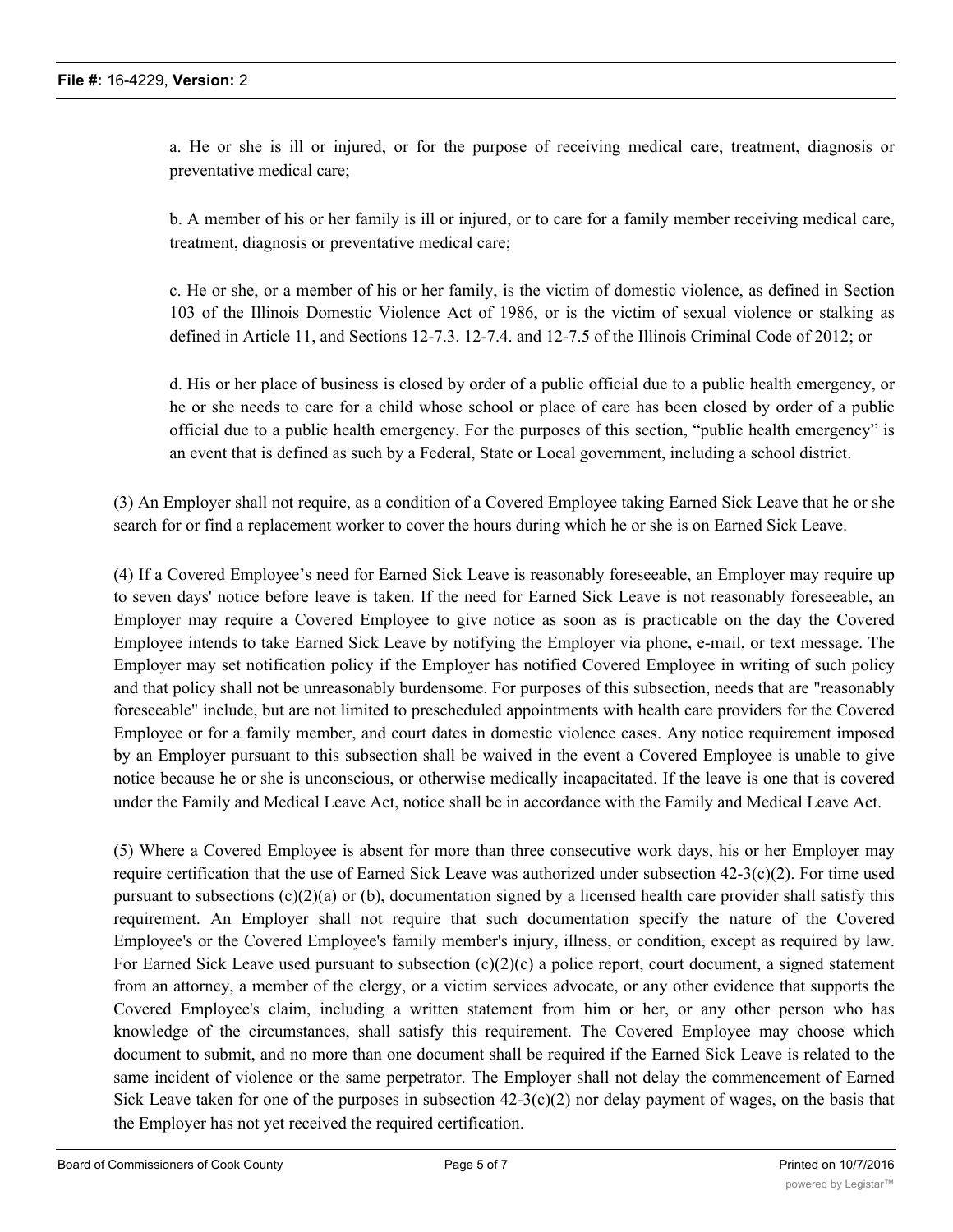a. He or she is ill or injured, or for the purpose of receiving medical care, treatment, diagnosis or preventative medical care;

b. A member of his or her family is ill or injured, or to care for a family member receiving medical care, treatment, diagnosis or preventative medical care;

c. He or she, or a member of his or her family, is the victim of domestic violence, as defined in Section 103 of the Illinois Domestic Violence Act of 1986, or is the victim of sexual violence or stalking as defined in Article 11, and Sections 12-7.3. 12-7.4. and 12-7.5 of the Illinois Criminal Code of 2012; or

d. His or her place of business is closed by order of a public official due to a public health emergency, or he or she needs to care for a child whose school or place of care has been closed by order of a public official due to a public health emergency. For the purposes of this section, "public health emergency" is an event that is defined as such by a Federal, State or Local government, including a school district.

(3) An Employer shall not require, as a condition of a Covered Employee taking Earned Sick Leave that he or she search for or find a replacement worker to cover the hours during which he or she is on Earned Sick Leave.

(4) If a Covered Employee's need for Earned Sick Leave is reasonably foreseeable, an Employer may require up to seven days' notice before leave is taken. If the need for Earned Sick Leave is not reasonably foreseeable, an Employer may require a Covered Employee to give notice as soon as is practicable on the day the Covered Employee intends to take Earned Sick Leave by notifying the Employer via phone, e-mail, or text message. The Employer may set notification policy if the Employer has notified Covered Employee in writing of such policy and that policy shall not be unreasonably burdensome. For purposes of this subsection, needs that are "reasonably foreseeable" include, but are not limited to prescheduled appointments with health care providers for the Covered Employee or for a family member, and court dates in domestic violence cases. Any notice requirement imposed by an Employer pursuant to this subsection shall be waived in the event a Covered Employee is unable to give notice because he or she is unconscious, or otherwise medically incapacitated. If the leave is one that is covered under the Family and Medical Leave Act, notice shall be in accordance with the Family and Medical Leave Act.

(5) Where a Covered Employee is absent for more than three consecutive work days, his or her Employer may require certification that the use of Earned Sick Leave was authorized under subsection 42-3(c)(2). For time used pursuant to subsections (c)(2)(a) or (b), documentation signed by a licensed health care provider shall satisfy this requirement. An Employer shall not require that such documentation specify the nature of the Covered Employee's or the Covered Employee's family member's injury, illness, or condition, except as required by law. For Earned Sick Leave used pursuant to subsection (c)(2)(c) a police report, court document, a signed statement from an attorney, a member of the clergy, or a victim services advocate, or any other evidence that supports the Covered Employee's claim, including a written statement from him or her, or any other person who has knowledge of the circumstances, shall satisfy this requirement. The Covered Employee may choose which document to submit, and no more than one document shall be required if the Earned Sick Leave is related to the same incident of violence or the same perpetrator. The Employer shall not delay the commencement of Earned Sick Leave taken for one of the purposes in subsection 42-3(c)(2) nor delay payment of wages, on the basis that the Employer has not yet received the required certification.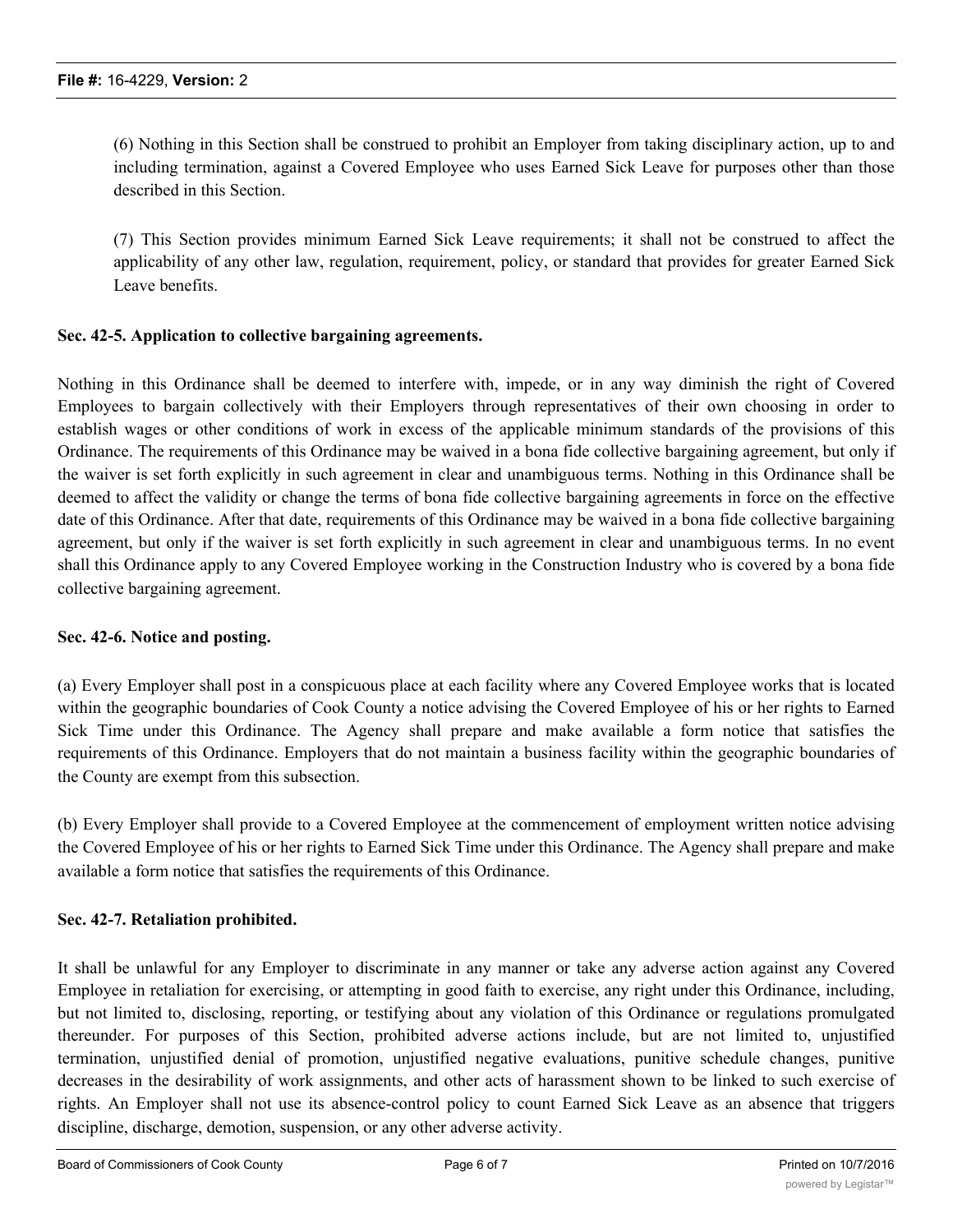(6) Nothing in this Section shall be construed to prohibit an Employer from taking disciplinary action, up to and including termination, against a Covered Employee who uses Earned Sick Leave for purposes other than those described in this Section.

(7) This Section provides minimum Earned Sick Leave requirements; it shall not be construed to affect the applicability of any other law, regulation, requirement, policy, or standard that provides for greater Earned Sick Leave benefits.

**Sec. 42-5. Application to collective bargaining agreements.**

Nothing in this Ordinance shall be deemed to interfere with, impede, or in any way diminish the right of Covered Employees to bargain collectively with their Employers through representatives of their own choosing in order to establish wages or other conditions of work in excess of the applicable minimum standards of the provisions of this Ordinance. The requirements of this Ordinance may be waived in a bona fide collective bargaining agreement, but only if the waiver is set forth explicitly in such agreement in clear and unambiguous terms. Nothing in this Ordinance shall be deemed to affect the validity or change the terms of bona fide collective bargaining agreements in force on the effective date of this Ordinance. After that date, requirements of this Ordinance may be waived in a bona fide collective bargaining agreement, but only if the waiver is set forth explicitly in such agreement in clear and unambiguous terms. In no event shall this Ordinance apply to any Covered Employee working in the Construction Industry who is covered by a bona fide collective bargaining agreement.

**Sec. 42-6. Notice and posting.**

(a) Every Employer shall post in a conspicuous place at each facility where any Covered Employee works that is located within the geographic boundaries of Cook County a notice advising the Covered Employee of his or her rights to Earned Sick Time under this Ordinance. The Agency shall prepare and make available a form notice that satisfies the requirements of this Ordinance. Employers that do not maintain a business facility within the geographic boundaries of the County are exempt from this subsection.

(b) Every Employer shall provide to a Covered Employee at the commencement of employment written notice advising the Covered Employee of his or her rights to Earned Sick Time under this Ordinance. The Agency shall prepare and make available a form notice that satisfies the requirements of this Ordinance.

**Sec. 42-7. Retaliation prohibited.**

It shall be unlawful for any Employer to discriminate in any manner or take any adverse action against any Covered Employee in retaliation for exercising, or attempting in good faith to exercise, any right under this Ordinance, including, but not limited to, disclosing, reporting, or testifying about any violation of this Ordinance or regulations promulgated thereunder. For purposes of this Section, prohibited adverse actions include, but are not limited to, unjustified termination, unjustified denial of promotion, unjustified negative evaluations, punitive schedule changes, punitive decreases in the desirability of work assignments, and other acts of harassment shown to be linked to such exercise of rights. An Employer shall not use its absence-control policy to count Earned Sick Leave as an absence that triggers discipline, discharge, demotion, suspension, or any other adverse activity.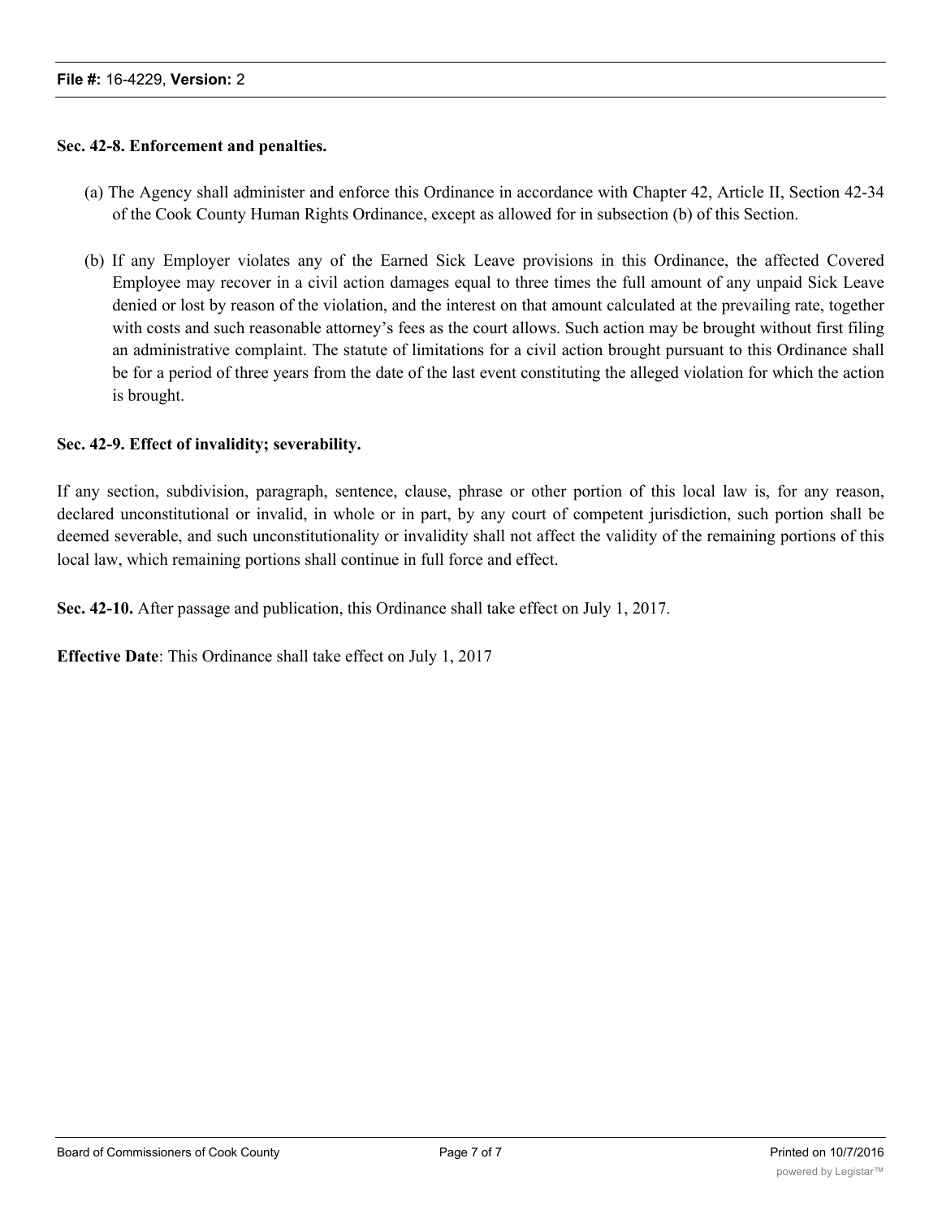**Sec. 42-8. Enforcement and penalties.**

(a) The Agency shall administer and enforce this Ordinance in accordance with Chapter 42, Article II, Section 42-34 of the Cook County Human Rights Ordinance, except as allowed for in subsection (b) of this Section.

(b) If any Employer violates any of the Earned Sick Leave provisions in this Ordinance, the affected Covered Employee may recover in a civil action damages equal to three times the full amount of any unpaid Sick Leave denied or lost by reason of the violation, and the interest on that amount calculated at the prevailing rate, together with costs and such reasonable attorney's fees as the court allows. Such action may be brought without first filing an administrative complaint. The statute of limitations for a civil action brought pursuant to this Ordinance shall be for a period of three years from the date of the last event constituting the alleged violation for which the action is brought.

**Sec. 42-9. Effect of invalidity; severability.**

If any section, subdivision, paragraph, sentence, clause, phrase or other portion of this local law is, for any reason, declared unconstitutional or invalid, in whole or in part, by any court of competent jurisdiction, such portion shall be deemed severable, and such unconstitutionality or invalidity shall not affect the validity of the remaining portions of this local law, which remaining portions shall continue in full force and effect.

**Sec. 42-10.** After passage and publication, this Ordinance shall take effect on July 1, 2017.

**Effective Date**: This Ordinance shall take effect on July 1, 2017